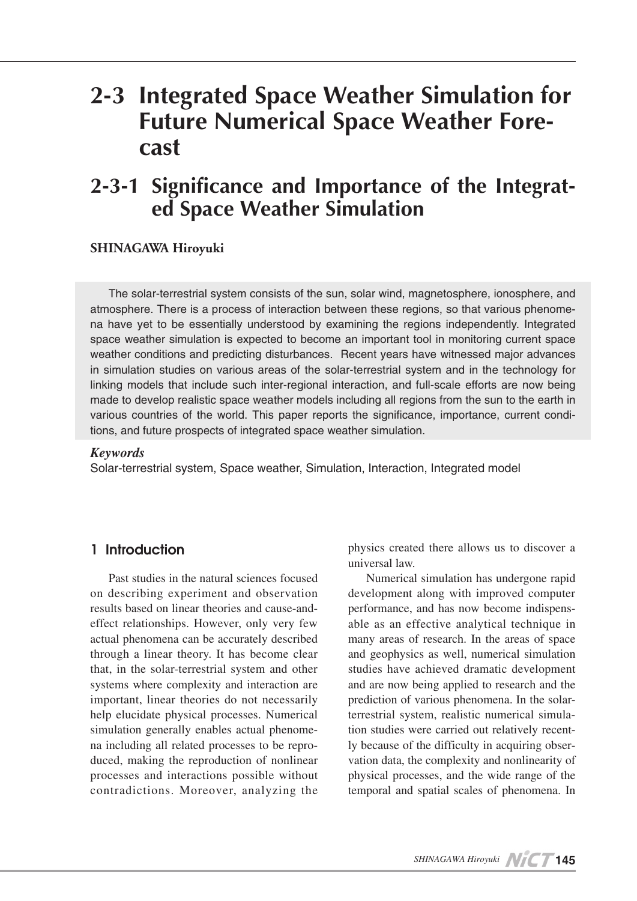# 2-3 Integrated Space Weather Simulation for Future Numerical Space Weather Forecast

## 2-3-1 Significance and Importance of the Integrated Space Weather Simulation

**SHINAGAWA Hiroyuki**

The solar-terrestrial system consists of the sun, solar wind, magnetosphere, ionosphere, and atmosphere. There is a process of interaction between these regions, so that various phenomena have yet to be essentially understood by examining the regions independently. Integrated space weather simulation is expected to become an important tool in monitoring current space weather conditions and predicting disturbances. Recent years have witnessed major advances in simulation studies on various areas of the solar-terrestrial system and in the technology for linking models that include such inter-regional interaction, and full-scale efforts are now being made to develop realistic space weather models including all regions from the sun to the earth in various countries of the world. This paper reports the significance, importance, current conditions, and future prospects of integrated space weather simulation.

***Keywords***
Solar-terrestrial system, Space weather, Simulation, Interaction, Integrated model

### 1 Introduction

Past studies in the natural sciences focused on describing experiment and observation results based on linear theories and cause-and-effect relationships. However, only very few actual phenomena can be accurately described through a linear theory. It has become clear that, in the solar-terrestrial system and other systems where complexity and interaction are important, linear theories do not necessarily help elucidate physical processes. Numerical simulation generally enables actual phenomena including all related processes to be reproduced, making the reproduction of nonlinear processes and interactions possible without contradictions. Moreover, analyzing the physics created there allows us to discover a universal law.

Numerical simulation has undergone rapid development along with improved computer performance, and has now become indispensable as an effective analytical technique in many areas of research. In the areas of space and geophysics as well, numerical simulation studies have achieved dramatic development and are now being applied to research and the prediction of various phenomena. In the solar-terrestrial system, realistic numerical simulation studies were carried out relatively recently because of the difficulty in acquiring observation data, the complexity and nonlinearity of physical processes, and the wide range of the temporal and spatial scales of phenomena. In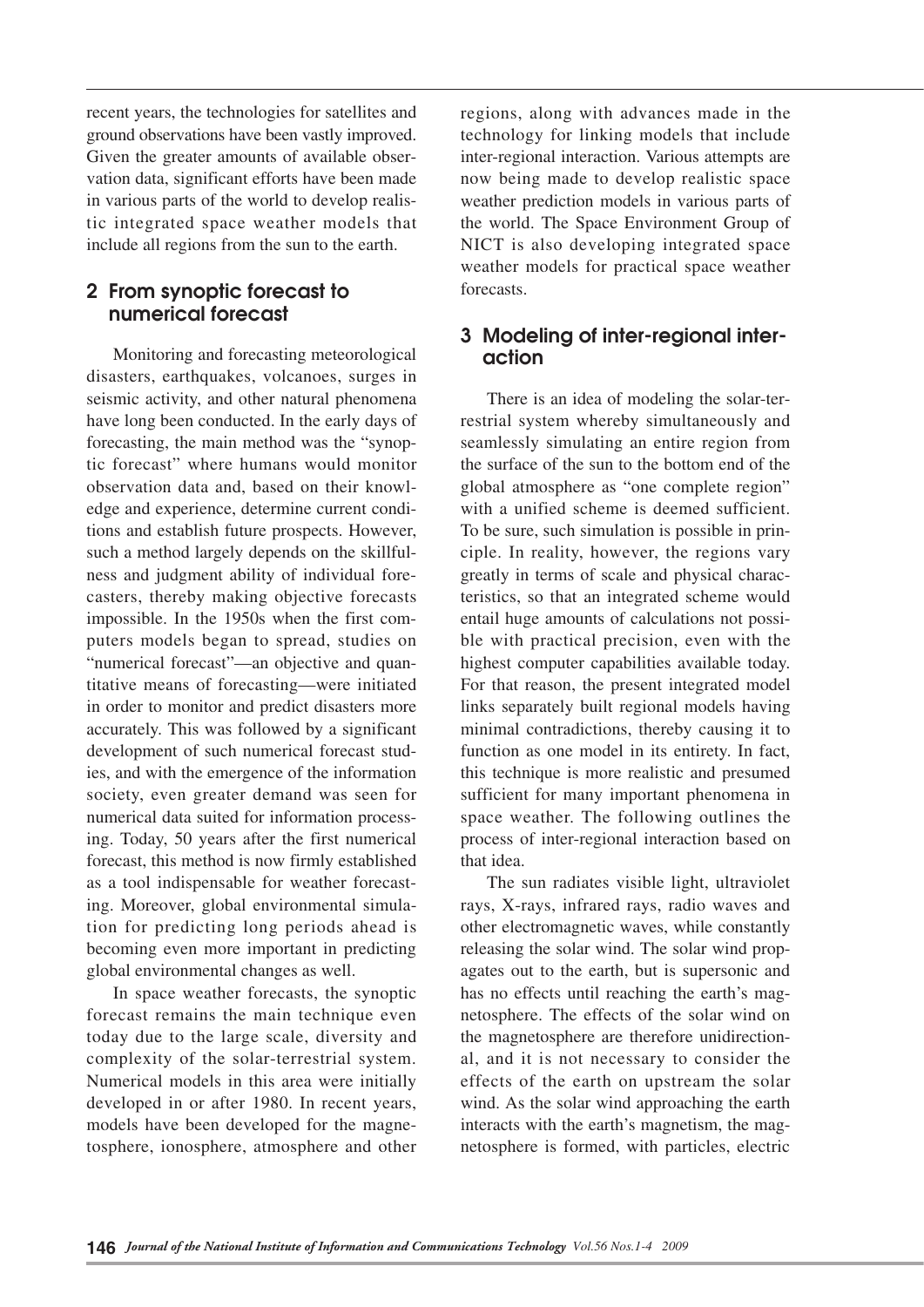recent years, the technologies for satellites and ground observations have been vastly improved. Given the greater amounts of available observation data, significant efforts have been made in various parts of the world to develop realistic integrated space weather models that include all regions from the sun to the earth.

## 2 From synoptic forecast to numerical forecast

Monitoring and forecasting meteorological disasters, earthquakes, volcanoes, surges in seismic activity, and other natural phenomena have long been conducted. In the early days of forecasting, the main method was the "synoptic forecast" where humans would monitor observation data and, based on their knowledge and experience, determine current conditions and establish future prospects. However, such a method largely depends on the skillfulness and judgment ability of individual forecasters, thereby making objective forecasts impossible. In the 1950s when the first computers models began to spread, studies on "numerical forecast"—an objective and quantitative means of forecasting—were initiated in order to monitor and predict disasters more accurately. This was followed by a significant development of such numerical forecast studies, and with the emergence of the information society, even greater demand was seen for numerical data suited for information processing. Today, 50 years after the first numerical forecast, this method is now firmly established as a tool indispensable for weather forecasting. Moreover, global environmental simulation for predicting long periods ahead is becoming even more important in predicting global environmental changes as well.

In space weather forecasts, the synoptic forecast remains the main technique even today due to the large scale, diversity and complexity of the solar-terrestrial system. Numerical models in this area were initially developed in or after 1980. In recent years, models have been developed for the magnetosphere, ionosphere, atmosphere and other regions, along with advances made in the technology for linking models that include inter-regional interaction. Various attempts are now being made to develop realistic space weather prediction models in various parts of the world. The Space Environment Group of NICT is also developing integrated space weather models for practical space weather forecasts.

## 3 Modeling of inter-regional interaction

There is an idea of modeling the solar-terrestrial system whereby simultaneously and seamlessly simulating an entire region from the surface of the sun to the bottom end of the global atmosphere as "one complete region" with a unified scheme is deemed sufficient. To be sure, such simulation is possible in principle. In reality, however, the regions vary greatly in terms of scale and physical characteristics, so that an integrated scheme would entail huge amounts of calculations not possible with practical precision, even with the highest computer capabilities available today. For that reason, the present integrated model links separately built regional models having minimal contradictions, thereby causing it to function as one model in its entirety. In fact, this technique is more realistic and presumed sufficient for many important phenomena in space weather. The following outlines the process of inter-regional interaction based on that idea.

The sun radiates visible light, ultraviolet rays, X-rays, infrared rays, radio waves and other electromagnetic waves, while constantly releasing the solar wind. The solar wind propagates out to the earth, but is supersonic and has no effects until reaching the earth's magnetosphere. The effects of the solar wind on the magnetosphere are therefore unidirectional, and it is not necessary to consider the effects of the earth on upstream the solar wind. As the solar wind approaching the earth interacts with the earth's magnetism, the magnetosphere is formed, with particles, electric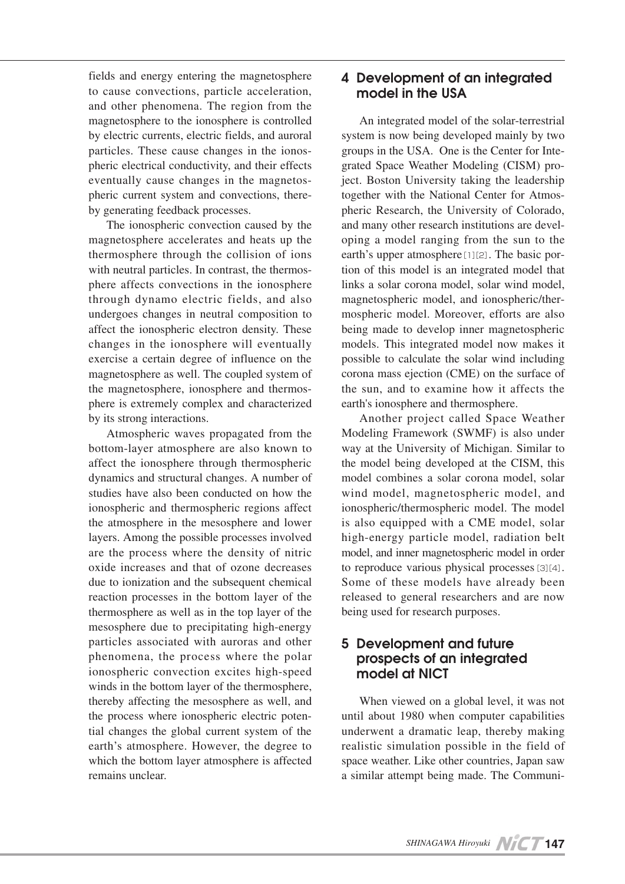fields and energy entering the magnetosphere to cause convections, particle acceleration, and other phenomena. The region from the magnetosphere to the ionosphere is controlled by electric currents, electric fields, and auroral particles. These cause changes in the ionospheric electrical conductivity, and their effects eventually cause changes in the magnetospheric current system and convections, thereby generating feedback processes.

The ionospheric convection caused by the magnetosphere accelerates and heats up the thermosphere through the collision of ions with neutral particles. In contrast, the thermosphere affects convections in the ionosphere through dynamo electric fields, and also undergoes changes in neutral composition to affect the ionospheric electron density. These changes in the ionosphere will eventually exercise a certain degree of influence on the magnetosphere as well. The coupled system of the magnetosphere, ionosphere and thermosphere is extremely complex and characterized by its strong interactions.

Atmospheric waves propagated from the bottom-layer atmosphere are also known to affect the ionosphere through thermospheric dynamics and structural changes. A number of studies have also been conducted on how the ionospheric and thermospheric regions affect the atmosphere in the mesosphere and lower layers. Among the possible processes involved are the process where the density of nitric oxide increases and that of ozone decreases due to ionization and the subsequent chemical reaction processes in the bottom layer of the thermosphere as well as in the top layer of the mesosphere due to precipitating high-energy particles associated with auroras and other phenomena, the process where the polar ionospheric convection excites high-speed winds in the bottom layer of the thermosphere, thereby affecting the mesosphere as well, and the process where ionospheric electric potential changes the global current system of the earth's atmosphere. However, the degree to which the bottom layer atmosphere is affected remains unclear.

## 4 Development of an integrated model in the USA

An integrated model of the solar-terrestrial system is now being developed mainly by two groups in the USA. One is the Center for Integrated Space Weather Modeling (CISM) project. Boston University taking the leadership together with the National Center for Atmospheric Research, the University of Colorado, and many other research institutions are developing a model ranging from the sun to the earth's upper atmosphere[1][2]. The basic portion of this model is an integrated model that links a solar corona model, solar wind model, magnetospheric model, and ionospheric/thermospheric model. Moreover, efforts are also being made to develop inner magnetospheric models. This integrated model now makes it possible to calculate the solar wind including corona mass ejection (CME) on the surface of the sun, and to examine how it affects the earth's ionosphere and thermosphere.

Another project called Space Weather Modeling Framework (SWMF) is also under way at the University of Michigan. Similar to the model being developed at the CISM, this model combines a solar corona model, solar wind model, magnetospheric model, and ionospheric/thermospheric model. The model is also equipped with a CME model, solar high-energy particle model, radiation belt model, and inner magnetospheric model in order to reproduce various physical processes[3][4]. Some of these models have already been released to general researchers and are now being used for research purposes.

## 5 Development and future prospects of an integrated model at NICT

When viewed on a global level, it was not until about 1980 when computer capabilities underwent a dramatic leap, thereby making realistic simulation possible in the field of space weather. Like other countries, Japan saw a similar attempt being made. The Communi-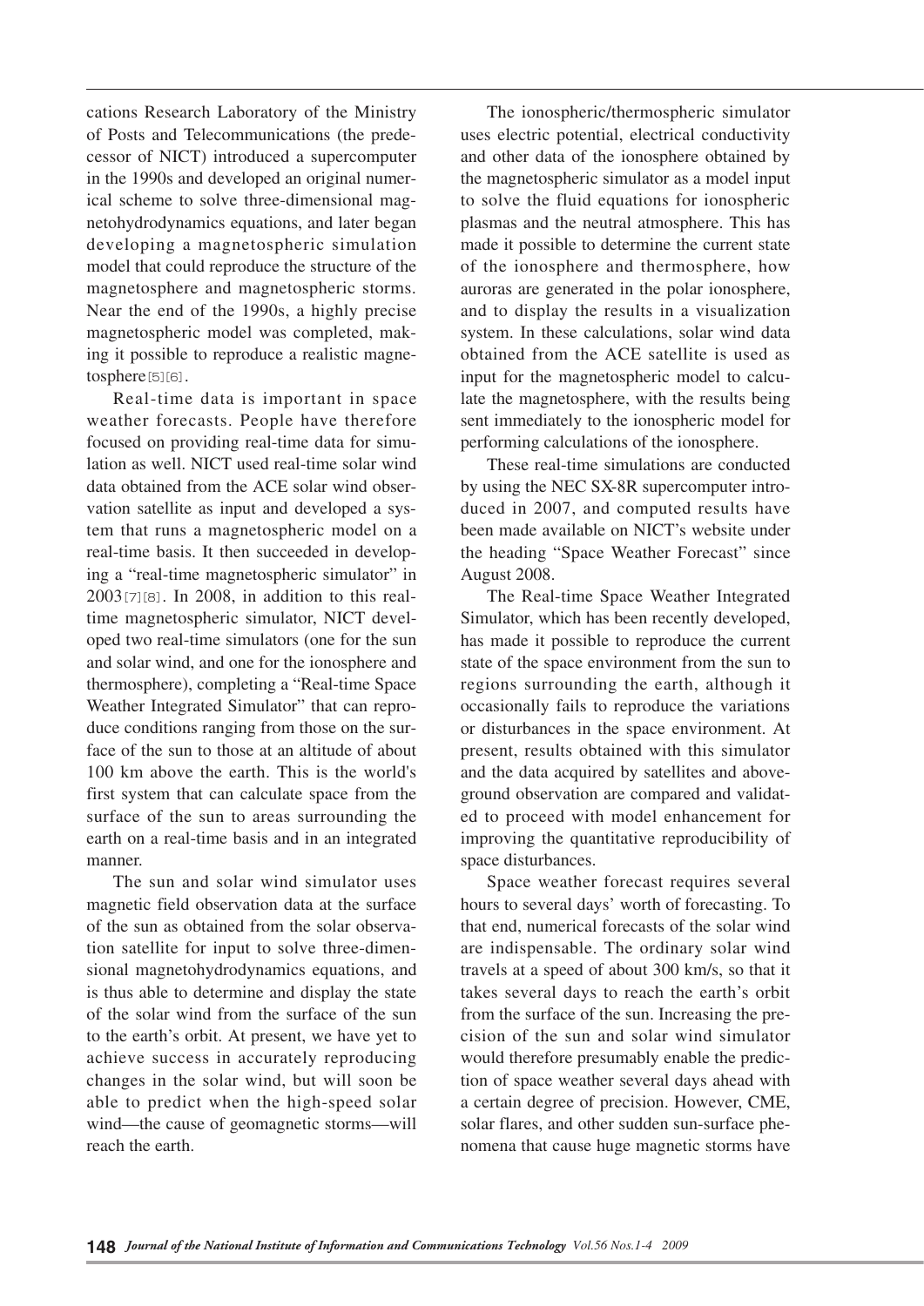cations Research Laboratory of the Ministry of Posts and Telecommunications (the predecessor of NICT) introduced a supercomputer in the 1990s and developed an original numerical scheme to solve three-dimensional magnetohydrodynamics equations, and later began developing a magnetospheric simulation model that could reproduce the structure of the magnetosphere and magnetospheric storms. Near the end of the 1990s, a highly precise magnetospheric model was completed, making it possible to reproduce a realistic magnetosphere[5][6].

Real-time data is important in space weather forecasts. People have therefore focused on providing real-time data for simulation as well. NICT used real-time solar wind data obtained from the ACE solar wind observation satellite as input and developed a system that runs a magnetospheric model on a real-time basis. It then succeeded in developing a "real-time magnetospheric simulator" in 2003[7][8]. In 2008, in addition to this real-time magnetospheric simulator, NICT developed two real-time simulators (one for the sun and solar wind, and one for the ionosphere and thermosphere), completing a "Real-time Space Weather Integrated Simulator" that can reproduce conditions ranging from those on the surface of the sun to those at an altitude of about 100 km above the earth. This is the world's first system that can calculate space from the surface of the sun to areas surrounding the earth on a real-time basis and in an integrated manner.

The sun and solar wind simulator uses magnetic field observation data at the surface of the sun as obtained from the solar observation satellite for input to solve three-dimensional magnetohydrodynamics equations, and is thus able to determine and display the state of the solar wind from the surface of the sun to the earth's orbit. At present, we have yet to achieve success in accurately reproducing changes in the solar wind, but will soon be able to predict when the high-speed solar wind—the cause of geomagnetic storms—will reach the earth.

The ionospheric/thermospheric simulator uses electric potential, electrical conductivity and other data of the ionosphere obtained by the magnetospheric simulator as a model input to solve the fluid equations for ionospheric plasmas and the neutral atmosphere. This has made it possible to determine the current state of the ionosphere and thermosphere, how auroras are generated in the polar ionosphere, and to display the results in a visualization system. In these calculations, solar wind data obtained from the ACE satellite is used as input for the magnetospheric model to calculate the magnetosphere, with the results being sent immediately to the ionospheric model for performing calculations of the ionosphere.

These real-time simulations are conducted by using the NEC SX-8R supercomputer introduced in 2007, and computed results have been made available on NICT's website under the heading "Space Weather Forecast" since August 2008.

The Real-time Space Weather Integrated Simulator, which has been recently developed, has made it possible to reproduce the current state of the space environment from the sun to regions surrounding the earth, although it occasionally fails to reproduce the variations or disturbances in the space environment. At present, results obtained with this simulator and the data acquired by satellites and above-ground observation are compared and validated to proceed with model enhancement for improving the quantitative reproducibility of space disturbances.

Space weather forecast requires several hours to several days' worth of forecasting. To that end, numerical forecasts of the solar wind are indispensable. The ordinary solar wind travels at a speed of about 300 km/s, so that it takes several days to reach the earth's orbit from the surface of the sun. Increasing the precision of the sun and solar wind simulator would therefore presumably enable the prediction of space weather several days ahead with a certain degree of precision. However, CME, solar flares, and other sudden sun-surface phenomena that cause huge magnetic storms have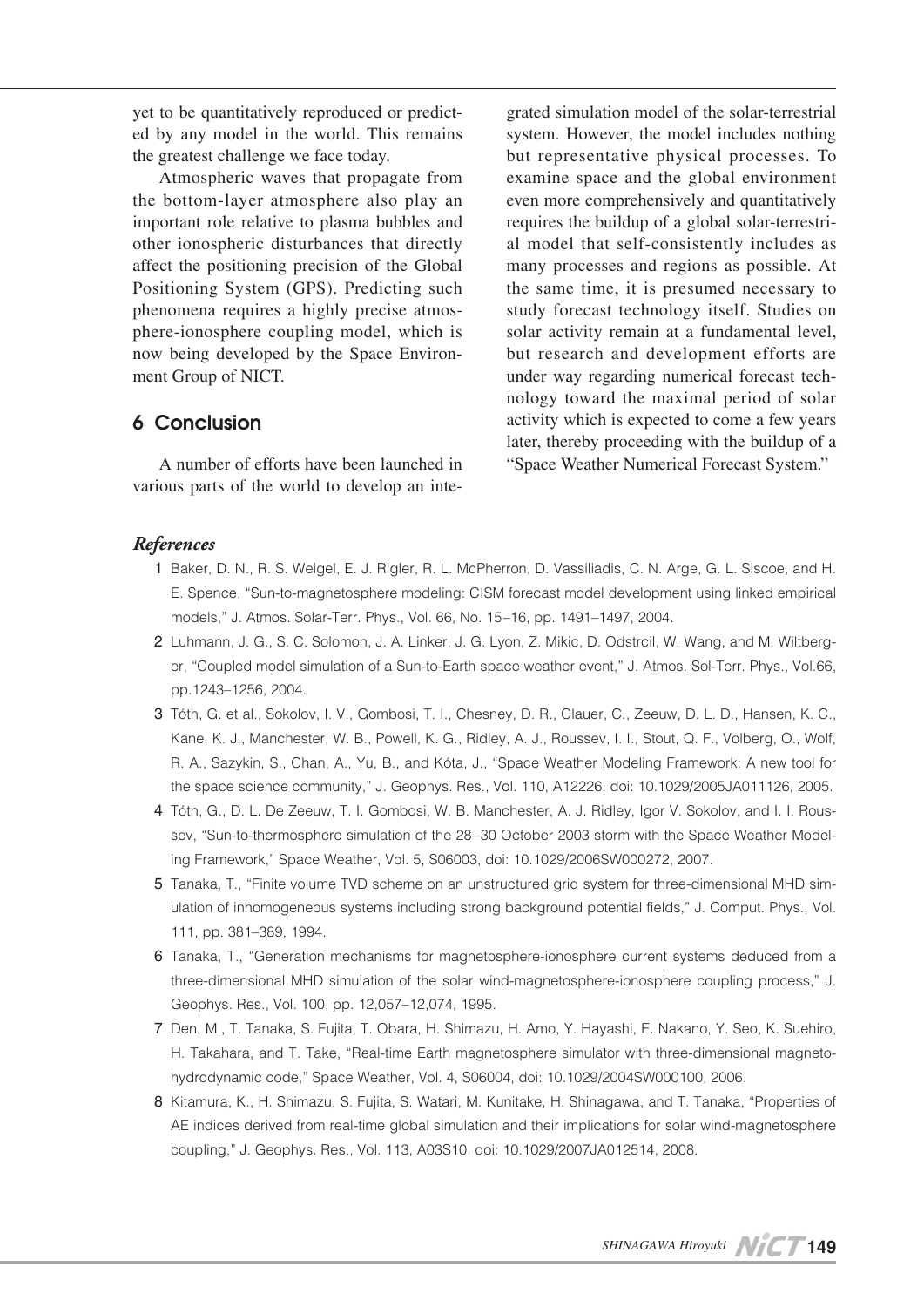yet to be quantitatively reproduced or predicted by any model in the world. This remains the greatest challenge we face today.

Atmospheric waves that propagate from the bottom-layer atmosphere also play an important role relative to plasma bubbles and other ionospheric disturbances that directly affect the positioning precision of the Global Positioning System (GPS). Predicting such phenomena requires a highly precise atmosphere-ionosphere coupling model, which is now being developed by the Space Environment Group of NICT.

## 6 Conclusion

A number of efforts have been launched in various parts of the world to develop an integrated simulation model of the solar-terrestrial system. However, the model includes nothing but representative physical processes. To examine space and the global environment even more comprehensively and quantitatively requires the buildup of a global solar-terrestrial model that self-consistently includes as many processes and regions as possible. At the same time, it is presumed necessary to study forecast technology itself. Studies on solar activity remain at a fundamental level, but research and development efforts are under way regarding numerical forecast technology toward the maximal period of solar activity which is expected to come a few years later, thereby proceeding with the buildup of a "Space Weather Numerical Forecast System."

### *References*

1. Baker, D. N., R. S. Weigel, E. J. Rigler, R. L. McPherron, D. Vassiliadis, C. N. Arge, G. L. Siscoe, and H. E. Spence, "Sun-to-magnetosphere modeling: CISM forecast model development using linked empirical models," J. Atmos. Solar-Terr. Phys., Vol. 66, No. 15–16, pp. 1491–1497, 2004.
2. Luhmann, J. G., S. C. Solomon, J. A. Linker, J. G. Lyon, Z. Mikic, D. Odstrcil, W. Wang, and M. Wiltberger, "Coupled model simulation of a Sun-to-Earth space weather event," J. Atmos. Sol-Terr. Phys., Vol.66, pp.1243–1256, 2004.
3. Tóth, G. et al., Sokolov, I. V., Gombosi, T. I., Chesney, D. R., Clauer, C., Zeeuw, D. L. D., Hansen, K. C., Kane, K. J., Manchester, W. B., Powell, K. G., Ridley, A. J., Roussev, I. I., Stout, Q. F., Volberg, O., Wolf, R. A., Sazykin, S., Chan, A., Yu, B., and Kóta, J., "Space Weather Modeling Framework: A new tool for the space science community," J. Geophys. Res., Vol. 110, A12226, doi: 10.1029/2005JA011126, 2005.
4. Tóth, G., D. L. De Zeeuw, T. I. Gombosi, W. B. Manchester, A. J. Ridley, Igor V. Sokolov, and I. I. Roussev, "Sun-to-thermosphere simulation of the 28–30 October 2003 storm with the Space Weather Modeling Framework," Space Weather, Vol. 5, S06003, doi: 10.1029/2006SW000272, 2007.
5. Tanaka, T., "Finite volume TVD scheme on an unstructured grid system for three-dimensional MHD simulation of inhomogeneous systems including strong background potential fields," J. Comput. Phys., Vol. 111, pp. 381–389, 1994.
6. Tanaka, T., "Generation mechanisms for magnetosphere-ionosphere current systems deduced from a three-dimensional MHD simulation of the solar wind-magnetosphere-ionosphere coupling process," J. Geophys. Res., Vol. 100, pp. 12,057–12,074, 1995.
7. Den, M., T. Tanaka, S. Fujita, T. Obara, H. Shimazu, H. Amo, Y. Hayashi, E. Nakano, Y. Seo, K. Suehiro, H. Takahara, and T. Take, "Real-time Earth magnetosphere simulator with three-dimensional magnetohydrodynamic code," Space Weather, Vol. 4, S06004, doi: 10.1029/2004SW000100, 2006.
8. Kitamura, K., H. Shimazu, S. Fujita, S. Watari, M. Kunitake, H. Shinagawa, and T. Tanaka, "Properties of AE indices derived from real-time global simulation and their implications for solar wind-magnetosphere coupling," J. Geophys. Res., Vol. 113, A03S10, doi: 10.1029/2007JA012514, 2008.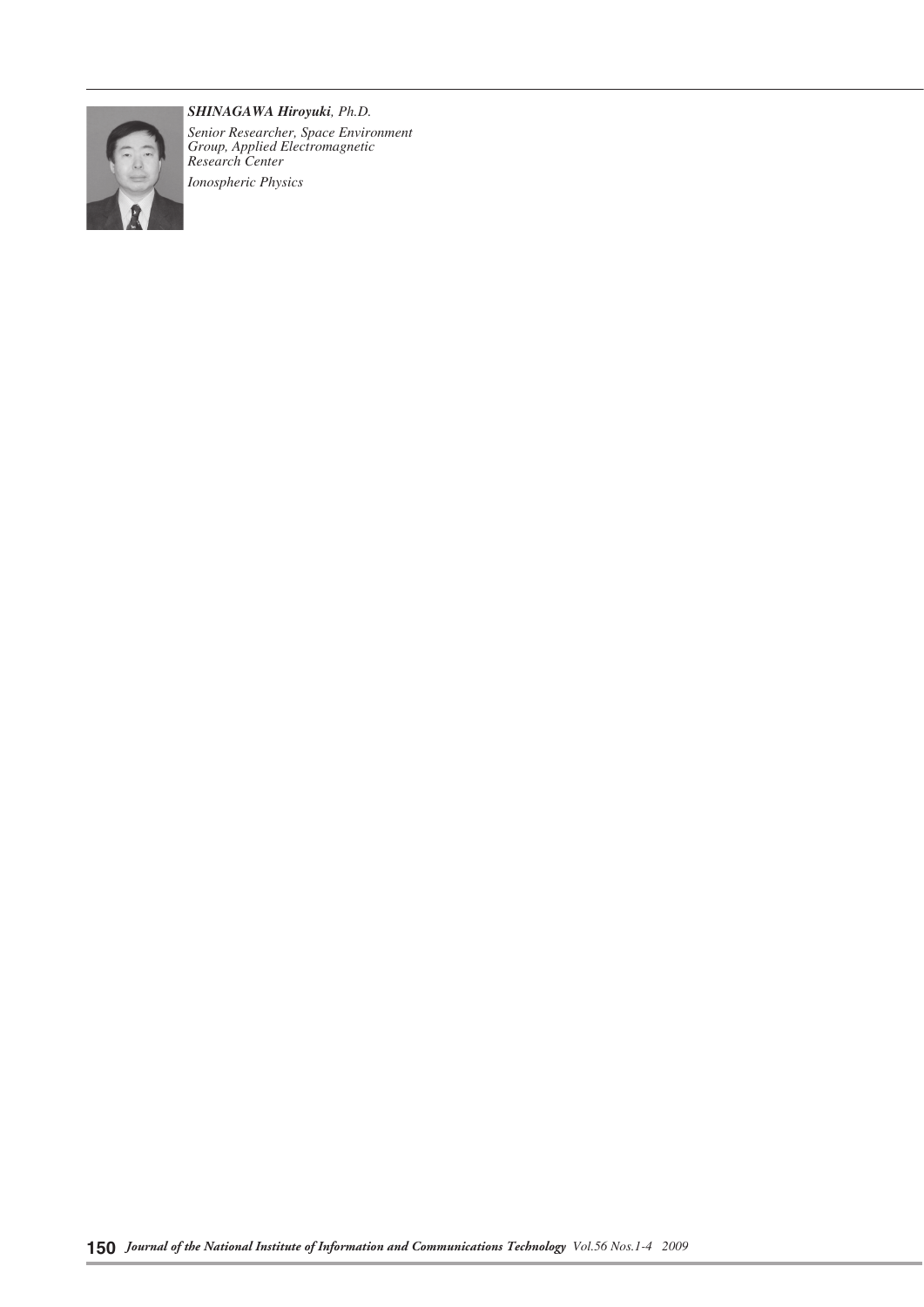***SHINAGAWA Hiroyuki**, Ph.D.*

*Senior Researcher, Space Environment Group, Applied Electromagnetic Research Center*

*Ionospheric Physics*